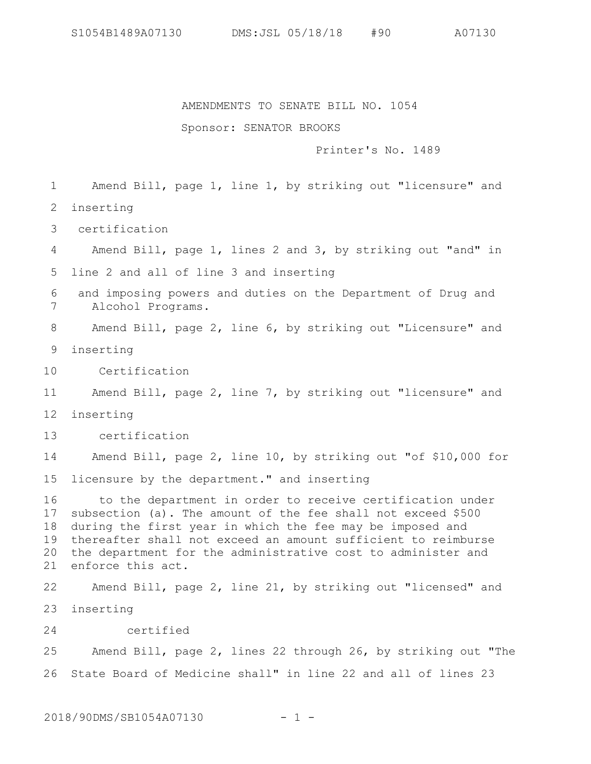AMENDMENTS TO SENATE BILL NO. 1054

Sponsor: SENATOR BROOKS

Printer's No. 1489

Amend Bill, page 1, line 1, by striking out "licensure" and inserting

certification

Amend Bill, page 1, lines 2 and 3, by striking out "and" in line 2 and all of line 3 and inserting

and imposing powers and duties on the Department of Drug and Alcohol Programs.

Amend Bill, page 2, line 6, by striking out "Licensure" and inserting

Certification

Amend Bill, page 2, line 7, by striking out "licensure" and inserting

certification

Amend Bill, page 2, line 10, by striking out "of $10,000 for licensure by the department." and inserting

to the department in order to receive certification under subsection (a). The amount of the fee shall not exceed $500 during the first year in which the fee may be imposed and thereafter shall not exceed an amount sufficient to reimburse the department for the administrative cost to administer and enforce this act.

Amend Bill, page 2, line 21, by striking out "licensed" and inserting

certified

Amend Bill, page 2, lines 22 through 26, by striking out "The State Board of Medicine shall" in line 22 and all of lines 23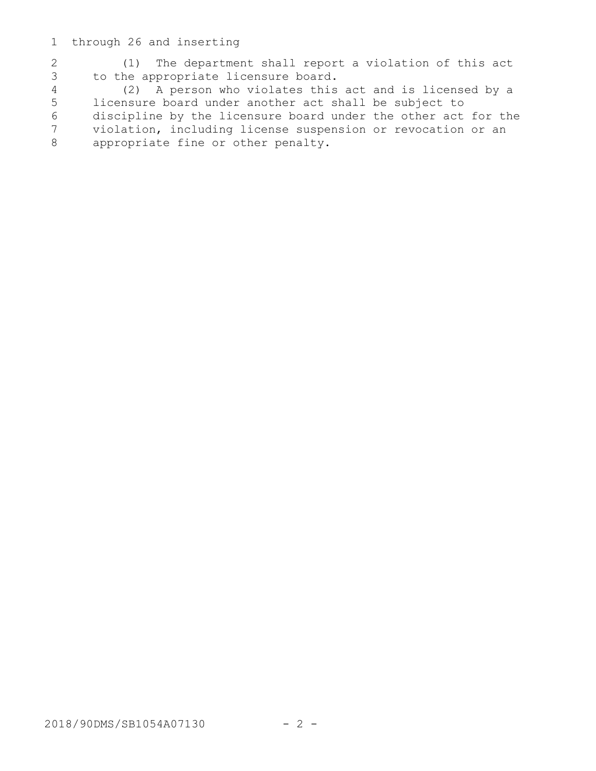through 26 and inserting

(1) The department shall report a violation of this act to the appropriate licensure board.

(2) A person who violates this act and is licensed by a licensure board under another act shall be subject to discipline by the licensure board under the other act for the violation, including license suspension or revocation or an appropriate fine or other penalty.

2018/90DMS/SB1054A07130